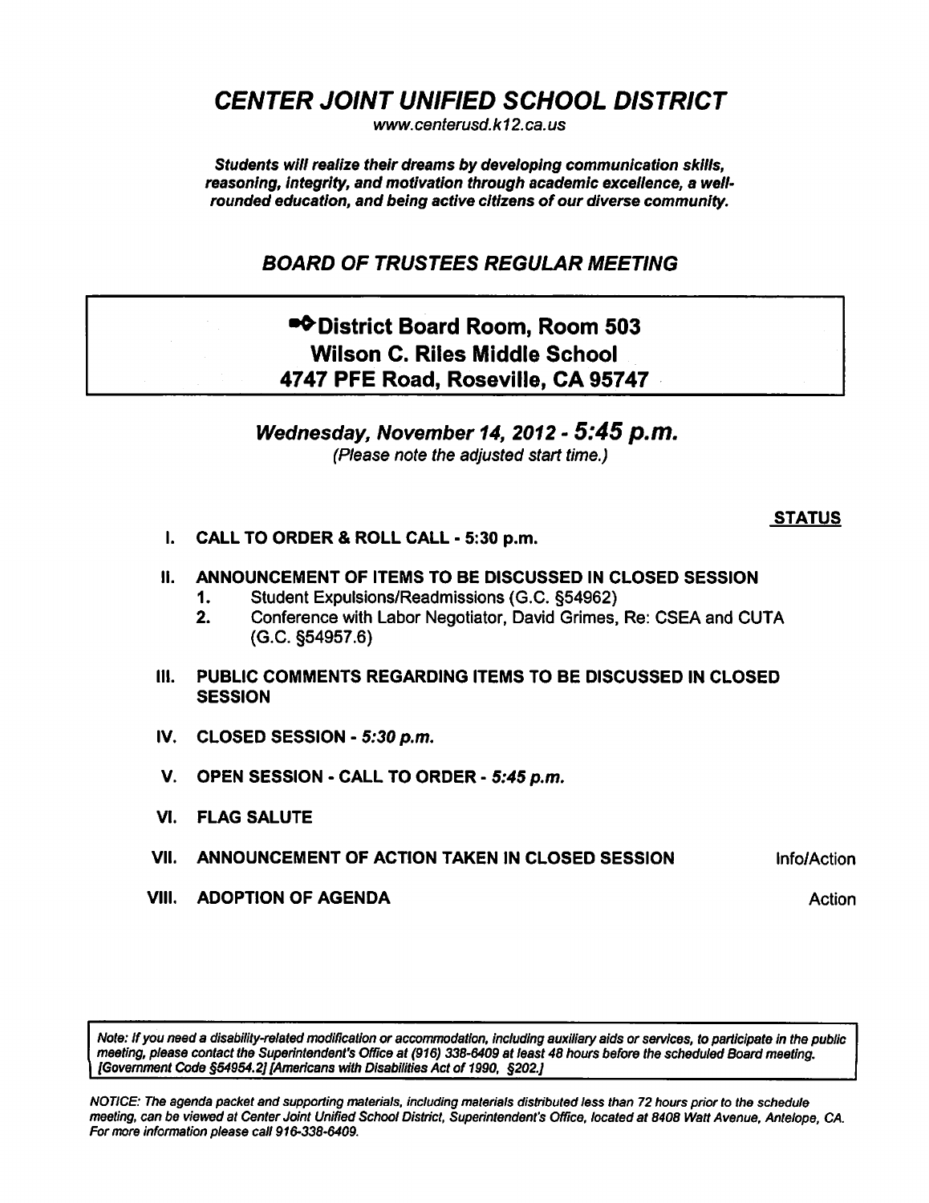# *CENTER JOINT UNIFIED SCHOOL DISTRICT*

*www.centerusd.k12.ca.us*

***Students will realize their dreams by developing communication skills, reasoning, integrity, and motivation through academic excellence, a well-rounded education, and being active citizens of our diverse community.***

## *BOARD OF TRUSTEES REGULAR MEETING*

**➡District Board Room, Room 503**
**Wilson C. Riles Middle School**
**4747 PFE Road, Roseville, CA 95747**

### *Wednesday, November 14, 2012 - 5:45 p.m.*

*(Please note the adjusted start time.)*

| | **STATUS** |
|---|---|
| **I. CALL TO ORDER & ROLL CALL - 5:30 p.m.** | |
| **II. ANNOUNCEMENT OF ITEMS TO BE DISCUSSED IN CLOSED SESSION**<br>1. Student Expulsions/Readmissions (G.C. §54962)<br>2. Conference with Labor Negotiator, David Grimes, Re: CSEA and CUTA (G.C. §54957.6) | |
| **III. PUBLIC COMMENTS REGARDING ITEMS TO BE DISCUSSED IN CLOSED SESSION** | |
| **IV. CLOSED SESSION - *5:30 p.m.*** | |
| **V. OPEN SESSION - CALL TO ORDER - *5:45 p.m.*** | |
| **VI. FLAG SALUTE** | |
| **VII. ANNOUNCEMENT OF ACTION TAKEN IN CLOSED SESSION** | Info/Action |
| **VIII. ADOPTION OF AGENDA** | Action |

*Note: If you need a disability-related modification or accommodation, including auxiliary aids or services, to participate in the public meeting, please contact the Superintendent's Office at (916) 338-6409 at least 48 hours before the scheduled Board meeting. [Government Code §54954.2] [Americans with Disabilities Act of 1990, §202.]*

*NOTICE: The agenda packet and supporting materials, including materials distributed less than 72 hours prior to the schedule meeting, can be viewed at Center Joint Unified School District, Superintendent's Office, located at 8408 Watt Avenue, Antelope, CA. For more information please call 916-338-6409.*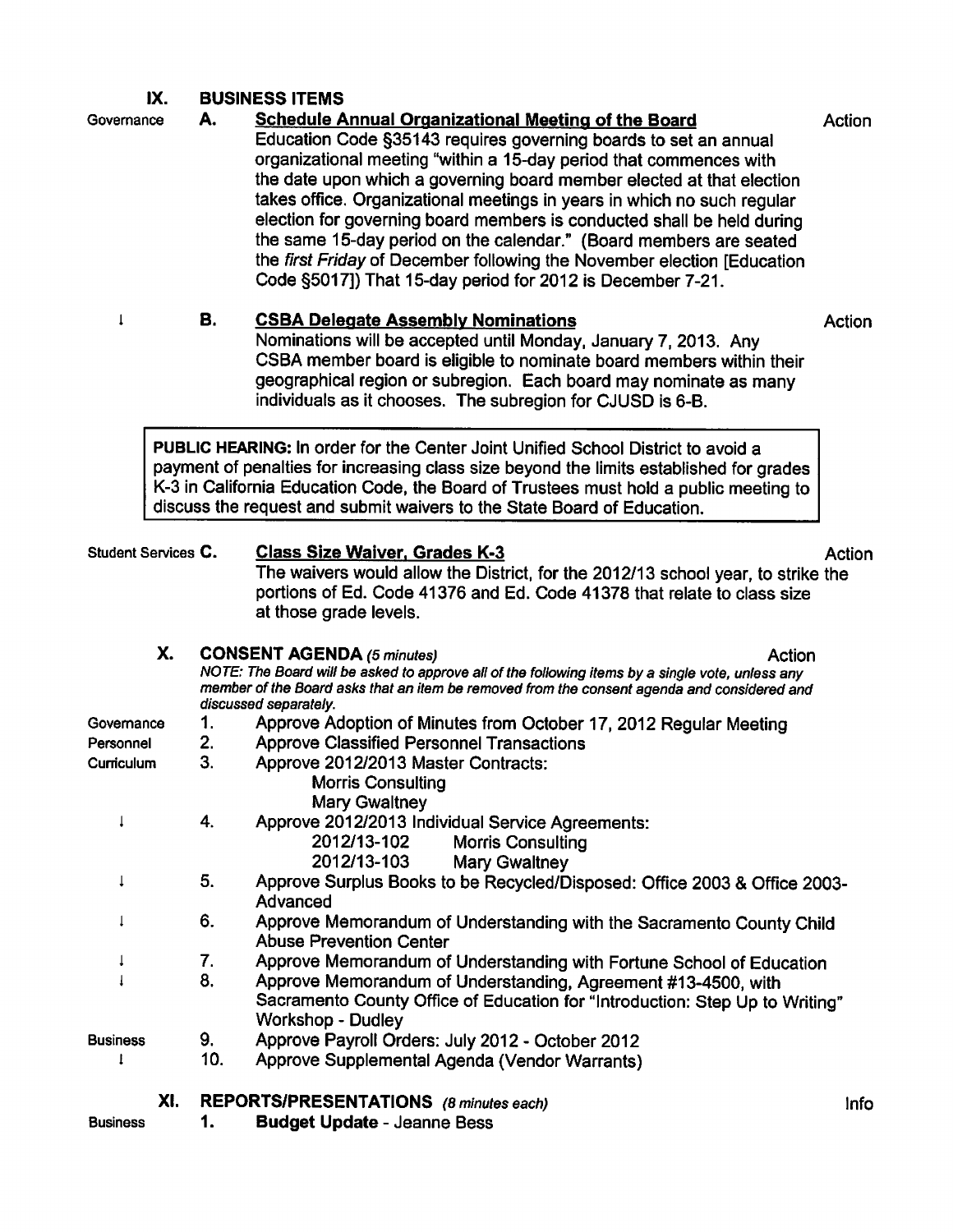## IX. BUSINESS ITEMS

Governance **A. Schedule Annual Organizational Meeting of the Board** Action

Education Code §35143 requires governing boards to set an annual organizational meeting "within a 15-day period that commences with the date upon which a governing board member elected at that election takes office. Organizational meetings in years in which no such regular election for governing board members is conducted shall be held during the same 15-day period on the calendar." (Board members are seated the *first Friday* of December following the November election [Education Code §5017]) That 15-day period for 2012 is December 7-21.

↓ **B. CSBA Delegate Assembly Nominations** Action

Nominations will be accepted until Monday, January 7, 2013. Any CSBA member board is eligible to nominate board members within their geographical region or subregion. Each board may nominate as many individuals as it chooses. The subregion for CJUSD is 6-B.

**PUBLIC HEARING:** In order for the Center Joint Unified School District to avoid a payment of penalties for increasing class size beyond the limits established for grades K-3 in California Education Code, the Board of Trustees must hold a public meeting to discuss the request and submit waivers to the State Board of Education.

Student Services **C. Class Size Waiver, Grades K-3** Action

The waivers would allow the District, for the 2012/13 school year, to strike the portions of Ed. Code 41376 and Ed. Code 41378 that relate to class size at those grade levels.

## X. CONSENT AGENDA *(5 minutes)* Action

*NOTE: The Board will be asked to approve all of the following items by a single vote, unless any member of the Board asks that an item be removed from the consent agenda and considered and discussed separately.*

Governance 1. Approve Adoption of Minutes from October 17, 2012 Regular Meeting

Personnel 2. Approve Classified Personnel Transactions

Curriculum 3. Approve 2012/2013 Master Contracts:
- Morris Consulting
- Mary Gwaltney

↓ 4. Approve 2012/2013 Individual Service Agreements:
- 2012/13-102 Morris Consulting
- 2012/13-103 Mary Gwaltney

↓ 5. Approve Surplus Books to be Recycled/Disposed: Office 2003 & Office 2003-Advanced

↓ 6. Approve Memorandum of Understanding with the Sacramento County Child Abuse Prevention Center

↓ 7. Approve Memorandum of Understanding with Fortune School of Education

↓ 8. Approve Memorandum of Understanding, Agreement #13-4500, with Sacramento County Office of Education for "Introduction: Step Up to Writing" Workshop - Dudley

Business 9. Approve Payroll Orders: July 2012 - October 2012

↓ 10. Approve Supplemental Agenda (Vendor Warrants)

## XI. REPORTS/PRESENTATIONS *(8 minutes each)* Info

Business **1. Budget Update** - Jeanne Bess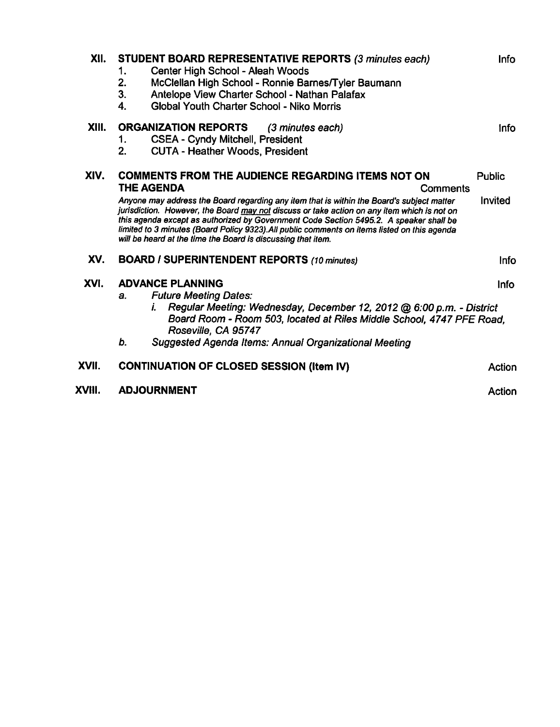**XII. STUDENT BOARD REPRESENTATIVE REPORTS** *(3 minutes each)* — Info

1. Center High School - Aleah Woods
2. McClellan High School - Ronnie Barnes/Tyler Baumann
3. Antelope View Charter School - Nathan Palafax
4. Global Youth Charter School - Niko Morris

**XIII. ORGANIZATION REPORTS** *(3 minutes each)* — Info

1. CSEA - Cyndy Mitchell, President
2. CUTA - Heather Woods, President

**XIV. COMMENTS FROM THE AUDIENCE REGARDING ITEMS NOT ON THE AGENDA** — Public Comments Invited

*Anyone may address the Board regarding any item that is within the Board's subject matter jurisdiction. However, the Board may not discuss or take action on any item which is not on this agenda except as authorized by Government Code Section 5495.2. A speaker shall be limited to 3 minutes (Board Policy 9323).All public comments on items listed on this agenda will be heard at the time the Board is discussing that item.*

**XV. BOARD / SUPERINTENDENT REPORTS** *(10 minutes)* — Info

**XVI. ADVANCE PLANNING** — Info

a. *Future Meeting Dates:*
   i. *Regular Meeting: Wednesday, December 12, 2012 @ 6:00 p.m. - District Board Room - Room 503, located at Riles Middle School, 4747 PFE Road, Roseville, CA 95747*

b. *Suggested Agenda Items: Annual Organizational Meeting*

**XVII. CONTINUATION OF CLOSED SESSION (Item IV)** — Action

**XVIII. ADJOURNMENT** — Action